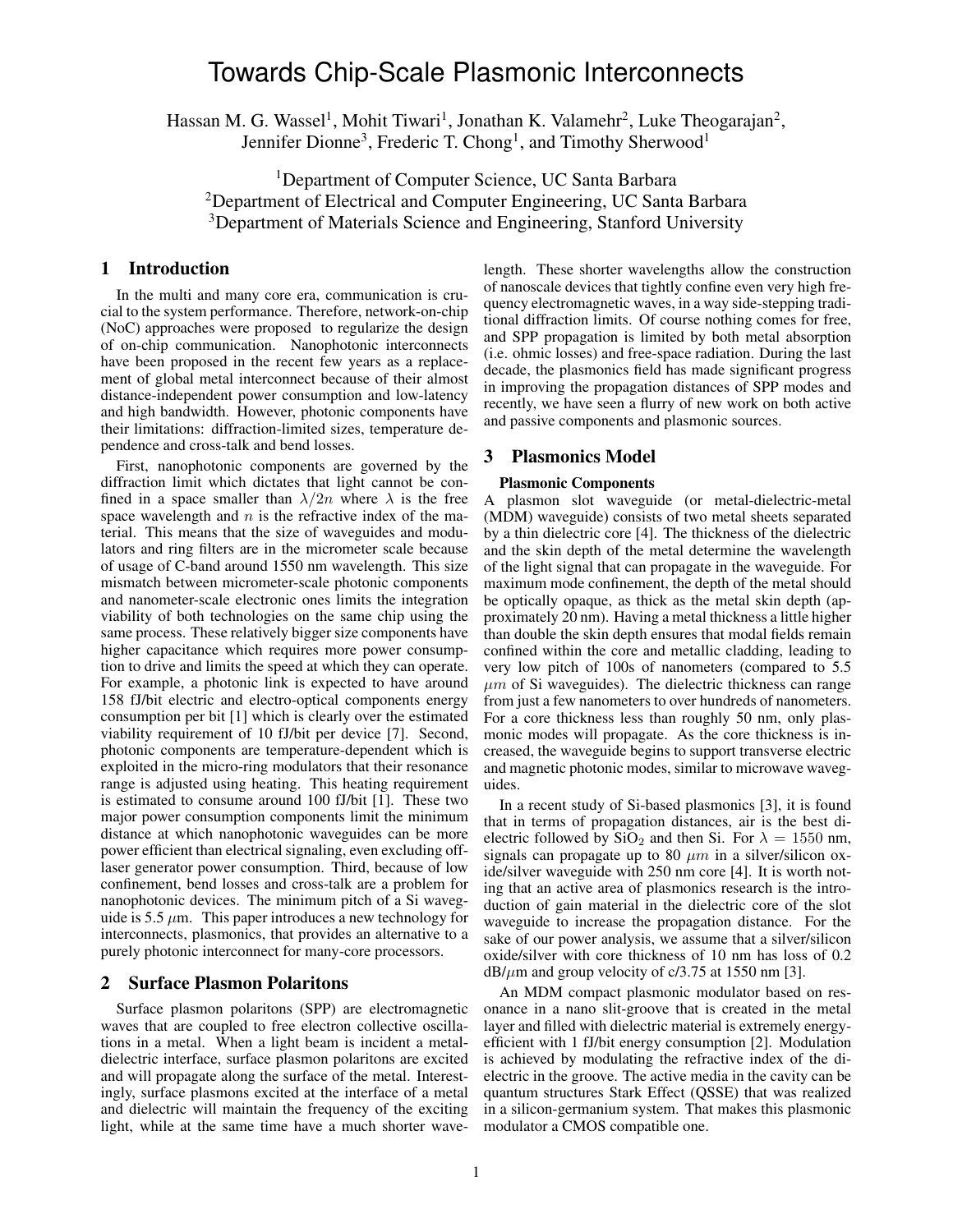# Towards Chip-Scale Plasmonic Interconnects

Hassan M. G. Wassel[1], Mohit Tiwari[1], Jonathan K. Valamehr[2], Luke Theogarajan[2], Jennifer Dionne[3], Frederic T. Chong[1], and Timothy Sherwood[1]

[1]Department of Computer Science, UC Santa Barbara
[2]Department of Electrical and Computer Engineering, UC Santa Barbara
[3]Department of Materials Science and Engineering, Stanford University

## 1 Introduction

In the multi and many core era, communication is crucial to the system performance. Therefore, network-on-chip (NoC) approaches were proposed to regularize the design of on-chip communication. Nanophotonic interconnects have been proposed in the recent few years as a replacement of global metal interconnect because of their almost distance-independent power consumption and low-latency and high bandwidth. However, photonic components have their limitations: diffraction-limited sizes, temperature dependence and cross-talk and bend losses.

First, nanophotonic components are governed by the diffraction limit which dictates that light cannot be confined in a space smaller than $\lambda/2n$ where $\lambda$ is the free space wavelength and $n$ is the refractive index of the material. This means that the size of waveguides and modulators and ring filters are in the micrometer scale because of usage of C-band around 1550 nm wavelength. This size mismatch between micrometer-scale photonic components and nanometer-scale electronic ones limits the integration viability of both technologies on the same chip using the same process. These relatively bigger size components have higher capacitance which requires more power consumption to drive and limits the speed at which they can operate. For example, a photonic link is expected to have around 158 fJ/bit electric and electro-optical components energy consumption per bit [1] which is clearly over the estimated viability requirement of 10 fJ/bit per device [7]. Second, photonic components are temperature-dependent which is exploited in the micro-ring modulators that their resonance range is adjusted using heating. This heating requirement is estimated to consume around 100 fJ/bit [1]. These two major power consumption components limit the minimum distance at which nanophotonic waveguides can be more power efficient than electrical signaling, even excluding off-laser generator power consumption. Third, because of low confinement, bend losses and cross-talk are a problem for nanophotonic devices. The minimum pitch of a Si waveguide is 5.5 $\mu$m. This paper introduces a new technology for interconnects, plasmonics, that provides an alternative to a purely photonic interconnect for many-core processors.

## 2 Surface Plasmon Polaritons

Surface plasmon polaritons (SPP) are electromagnetic waves that are coupled to free electron collective oscillations in a metal. When a light beam is incident a metal-dielectric interface, surface plasmon polaritons are excited and will propagate along the surface of the metal. Interestingly, surface plasmons excited at the interface of a metal and dielectric will maintain the frequency of the exciting light, while at the same time have a much shorter wavelength. These shorter wavelengths allow the construction of nanoscale devices that tightly confine even very high frequency electromagnetic waves, in a way side-stepping traditional diffraction limits. Of course nothing comes for free, and SPP propagation is limited by both metal absorption (i.e. ohmic losses) and free-space radiation. During the last decade, the plasmonics field has made significant progress in improving the propagation distances of SPP modes and recently, we have seen a flurry of new work on both active and passive components and plasmonic sources.

## 3 Plasmonics Model

### Plasmonic Components

A plasmon slot waveguide (or metal-dielectric-metal (MDM) waveguide) consists of two metal sheets separated by a thin dielectric core [4]. The thickness of the dielectric and the skin depth of the metal determine the wavelength of the light signal that can propagate in the waveguide. For maximum mode confinement, the depth of the metal should be optically opaque, as thick as the metal skin depth (approximately 20 nm). Having a metal thickness a little higher than double the skin depth ensures that modal fields remain confined within the core and metallic cladding, leading to very low pitch of 100s of nanometers (compared to 5.5 $\mu m$ of Si waveguides). The dielectric thickness can range from just a few nanometers to over hundreds of nanometers. For a core thickness less than roughly 50 nm, only plasmonic modes will propagate. As the core thickness is increased, the waveguide begins to support transverse electric and magnetic photonic modes, similar to microwave waveguides.

In a recent study of Si-based plasmonics [3], it is found that in terms of propagation distances, air is the best dielectric followed by $SiO_2$ and then Si. For $\lambda = 1550$ nm, signals can propagate up to 80 $\mu m$ in a silver/silicon oxide/silver waveguide with 250 nm core [4]. It is worth noting that an active area of plasmonics research is the introduction of gain material in the dielectric core of the slot waveguide to increase the propagation distance. For the sake of our power analysis, we assume that a silver/silicon oxide/silver with core thickness of 10 nm has loss of 0.2 dB/$\mu$m and group velocity of c/3.75 at 1550 nm [3].

An MDM compact plasmonic modulator based on resonance in a nano slit-groove that is created in the metal layer and filled with dielectric material is extremely energy-efficient with 1 fJ/bit energy consumption [2]. Modulation is achieved by modulating the refractive index of the dielectric in the groove. The active media in the cavity can be quantum structures Stark Effect (QSSE) that was realized in a silicon-germanium system. That makes this plasmonic modulator a CMOS compatible one.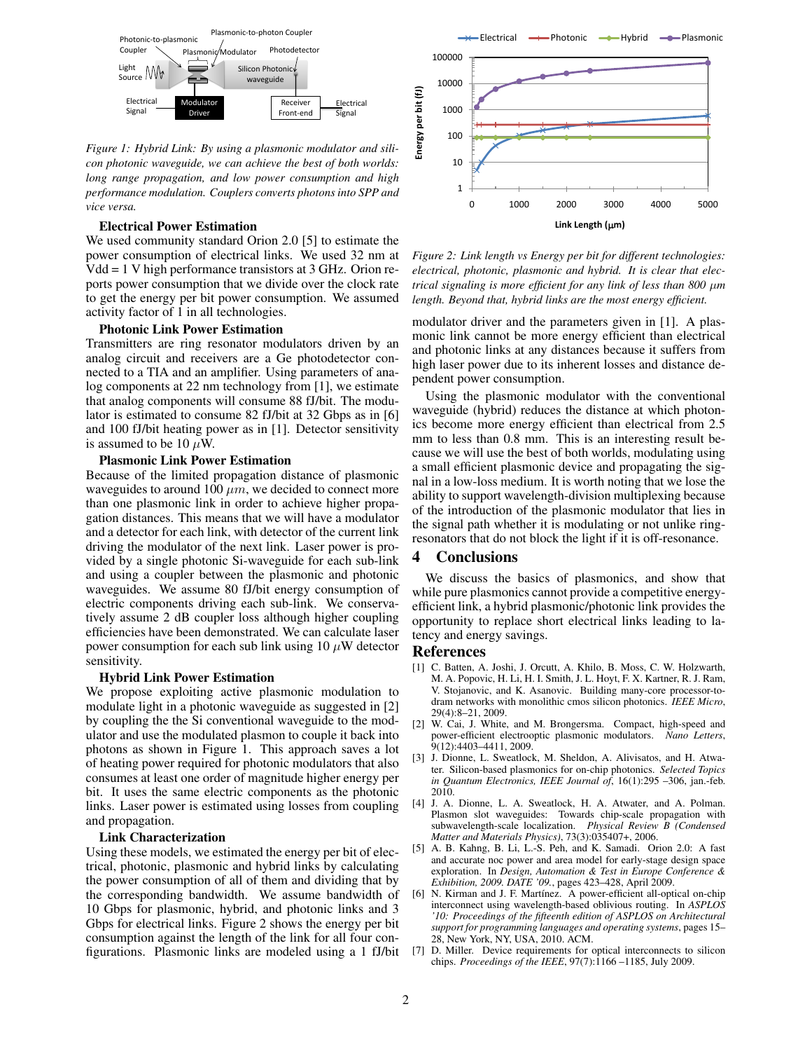Photonic-to-plasmonic Coupler

Plasmonic-to-photon Coupler

Plasmonic Modulator

Photodetector

Light Source

Silicon Photonic waveguide

Electrical Signal

Modulator Driver

Receiver Front-end

Electrical Signal

*Figure 1: Hybrid Link: By using a plasmonic modulator and silicon photonic waveguide, we can achieve the best of both worlds: long range propagation, and low power consumption and high performance modulation. Couplers converts photons into SPP and vice versa.*

### Electrical Power Estimation

We used community standard Orion 2.0 [5] to estimate the power consumption of electrical links. We used 32 nm at Vdd = 1 V high performance transistors at 3 GHz. Orion reports power consumption that we divide over the clock rate to get the energy per bit power consumption. We assumed activity factor of 1 in all technologies.

### Photonic Link Power Estimation

Transmitters are ring resonator modulators driven by an analog circuit and receivers are a Ge photodetector connected to a TIA and an amplifier. Using parameters of analog components at 22 nm technology from [1], we estimate that analog components will consume 88 fJ/bit. The modulator is estimated to consume 82 fJ/bit at 32 Gbps as in [6] and 100 fJ/bit heating power as in [1]. Detector sensitivity is assumed to be 10 $\mu$W.

### Plasmonic Link Power Estimation

Because of the limited propagation distance of plasmonic waveguides to around 100 $\mu m$, we decided to connect more than one plasmonic link in order to achieve higher propagation distances. This means that we will have a modulator and a detector for each link, with detector of the current link driving the modulator of the next link. Laser power is provided by a single photonic Si-waveguide for each sub-link and using a coupler between the plasmonic and photonic waveguides. We assume 80 fJ/bit energy consumption of electric components driving each sub-link. We conservatively assume 2 dB coupler loss although higher coupling efficiencies have been demonstrated. We can calculate laser power consumption for each sub link using 10 $\mu$W detector sensitivity.

### Hybrid Link Power Estimation

We propose exploiting active plasmonic modulation to modulate light in a photonic waveguide as suggested in [2] by coupling the the Si conventional waveguide to the modulator and use the modulated plasmon to couple it back into photons as shown in Figure 1. This approach saves a lot of heating power required for photonic modulators that also consumes at least one order of magnitude higher energy per bit. It uses the same electric components as the photonic links. Laser power is estimated using losses from coupling and propagation.

### Link Characterization

Using these models, we estimated the energy per bit of electrical, photonic, plasmonic and hybrid links by calculating the power consumption of all of them and dividing that by the corresponding bandwidth. We assume bandwidth of 10 Gbps for plasmonic, hybrid, and photonic links and 3 Gbps for electrical links. Figure 2 shows the energy per bit consumption against the length of the link for all four configurations. Plasmonic links are modeled using a 1 fJ/bit modulator driver and the parameters given in [1]. A plasmonic link cannot be more energy efficient than electrical and photonic links at any distances because it suffers from high laser power due to its inherent losses and distance dependent power consumption.

Electrical
Photonic
Hybrid
Plasmonic

Energy per bit (fJ)

100000
10000
1000
100
10
1

0
1000
2000
3000
4000
5000

Link Length ($\mu$m)

*Figure 2: Link length vs Energy per bit for different technologies: electrical, photonic, plasmonic and hybrid. It is clear that electrical signaling is more efficient for any link of less than 800 $\mu$m length. Beyond that, hybrid links are the most energy efficient.*

Using the plasmonic modulator with the conventional waveguide (hybrid) reduces the distance at which photonics become more energy efficient than electrical from 2.5 mm to less than 0.8 mm. This is an interesting result because we will use the best of both worlds, modulating using a small efficient plasmonic device and propagating the signal in a low-loss medium. It is worth noting that we lose the ability to support wavelength-division multiplexing because of the introduction of the plasmonic modulator that lies in the signal path whether it is modulating or not unlike ring-resonators that do not block the light if it is off-resonance.

## 4 Conclusions

We discuss the basics of plasmonics, and show that while pure plasmonics cannot provide a competitive energy-efficient link, a hybrid plasmonic/photonic link provides the opportunity to replace short electrical links leading to latency and energy savings.

## References

[1] C. Batten, A. Joshi, J. Orcutt, A. Khilo, B. Moss, C. W. Holzwarth, M. A. Popovic, H. Li, H. I. Smith, J. L. Hoyt, F. X. Kartner, R. J. Ram, V. Stojanovic, and K. Asanovic. Building many-core processor-to-dram networks with monolithic cmos silicon photonics. *IEEE Micro*, 29(4):8–21, 2009.

[2] W. Cai, J. White, and M. Brongersma. Compact, high-speed and power-efficient electrooptic plasmonic modulators. *Nano Letters*, 9(12):4403–4411, 2009.

[3] J. Dionne, L. Sweatlock, M. Sheldon, A. Alivisatos, and H. Atwater. Silicon-based plasmonics for on-chip photonics. *Selected Topics in Quantum Electronics, IEEE Journal of*, 16(1):295 –306, jan.-feb. 2010.

[4] J. A. Dionne, L. A. Sweatlock, H. A. Atwater, and A. Polman. Plasmon slot waveguides: Towards chip-scale propagation with subwavelength-scale localization. *Physical Review B (Condensed Matter and Materials Physics)*, 73(3):035407+, 2006.

[5] A. B. Kahng, B. Li, L.-S. Peh, and K. Samadi. Orion 2.0: A fast and accurate noc power and area model for early-stage design space exploration. In *Design, Automation & Test in Europe Conference & Exhibition, 2009. DATE '09.*, pages 423–428, April 2009.

[6] N. Kirman and J. F. Martínez. A power-efficient all-optical on-chip interconnect using wavelength-based oblivious routing. In *ASPLOS '10: Proceedings of the fifteenth edition of ASPLOS on Architectural support for programming languages and operating systems*, pages 15–28, New York, NY, USA, 2010. ACM.

[7] D. Miller. Device requirements for optical interconnects to silicon chips. *Proceedings of the IEEE*, 97(7):1166 –1185, July 2009.